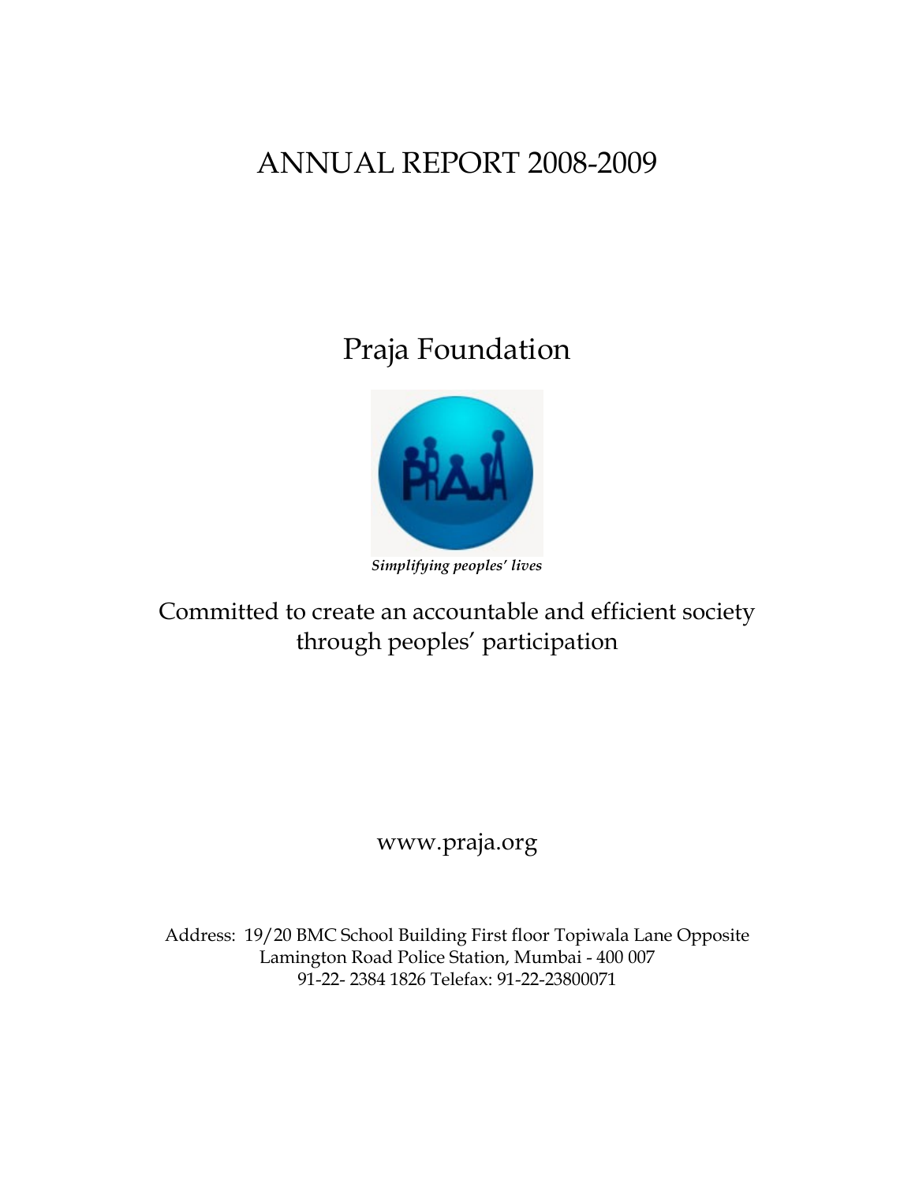# ANNUAL REPORT 2008-2009

## Praja Foundation

*Simplifying peoples' lives*

Committed to create an accountable and efficient society through peoples' participation

www.praja.org

Address: 19/20 BMC School Building First floor Topiwala Lane Opposite Lamington Road Police Station, Mumbai - 400 007
91-22- 2384 1826 Telefax: 91-22-23800071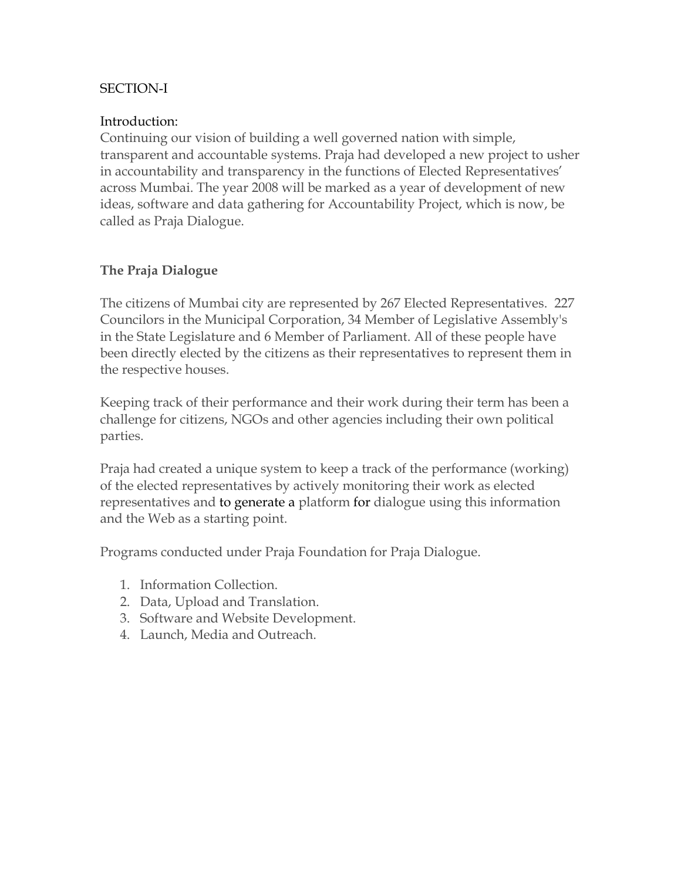SECTION-I

Introduction:

Continuing our vision of building a well governed nation with simple, transparent and accountable systems. Praja had developed a new project to usher in accountability and transparency in the functions of Elected Representatives' across Mumbai. The year 2008 will be marked as a year of development of new ideas, software and data gathering for Accountability Project, which is now, be called as Praja Dialogue.

**The Praja Dialogue**

The citizens of Mumbai city are represented by 267 Elected Representatives. 227 Councilors in the Municipal Corporation, 34 Member of Legislative Assembly's in the State Legislature and 6 Member of Parliament. All of these people have been directly elected by the citizens as their representatives to represent them in the respective houses.

Keeping track of their performance and their work during their term has been a challenge for citizens, NGOs and other agencies including their own political parties.

Praja had created a unique system to keep a track of the performance (working) of the elected representatives by actively monitoring their work as elected representatives and to generate a platform for dialogue using this information and the Web as a starting point.

Programs conducted under Praja Foundation for Praja Dialogue.

1. Information Collection.
2. Data, Upload and Translation.
3. Software and Website Development.
4. Launch, Media and Outreach.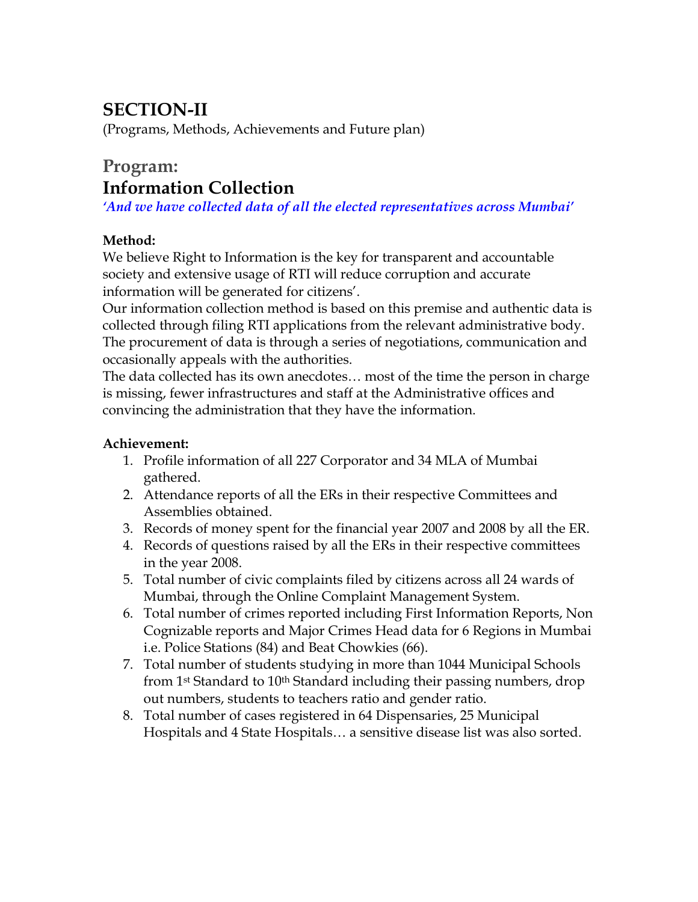# SECTION-II

(Programs, Methods, Achievements and Future plan)

## Program:

## Information Collection

***'And we have collected data of all the elected representatives across Mumbai'***

**Method:**

We believe Right to Information is the key for transparent and accountable society and extensive usage of RTI will reduce corruption and accurate information will be generated for citizens'.

Our information collection method is based on this premise and authentic data is collected through filing RTI applications from the relevant administrative body. The procurement of data is through a series of negotiations, communication and occasionally appeals with the authorities.

The data collected has its own anecdotes… most of the time the person in charge is missing, fewer infrastructures and staff at the Administrative offices and convincing the administration that they have the information.

**Achievement:**

1. Profile information of all 227 Corporator and 34 MLA of Mumbai gathered.
2. Attendance reports of all the ERs in their respective Committees and Assemblies obtained.
3. Records of money spent for the financial year 2007 and 2008 by all the ER.
4. Records of questions raised by all the ERs in their respective committees in the year 2008.
5. Total number of civic complaints filed by citizens across all 24 wards of Mumbai, through the Online Complaint Management System.
6. Total number of crimes reported including First Information Reports, Non Cognizable reports and Major Crimes Head data for 6 Regions in Mumbai i.e. Police Stations (84) and Beat Chowkies (66).
7. Total number of students studying in more than 1044 Municipal Schools from 1st Standard to 10th Standard including their passing numbers, drop out numbers, students to teachers ratio and gender ratio.
8. Total number of cases registered in 64 Dispensaries, 25 Municipal Hospitals and 4 State Hospitals… a sensitive disease list was also sorted.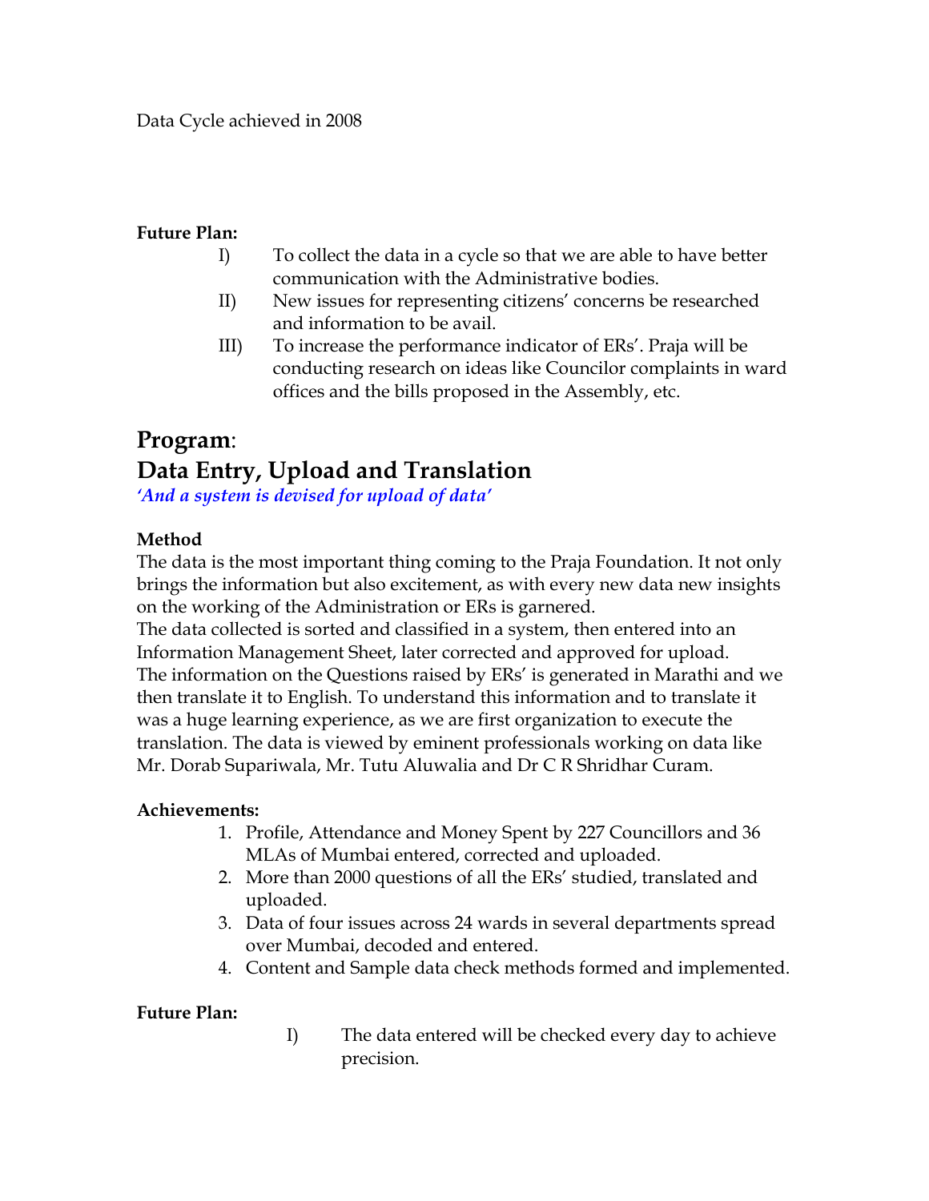Data Cycle achieved in 2008

**Future Plan:**

- I) To collect the data in a cycle so that we are able to have better communication with the Administrative bodies.
- II) New issues for representing citizens' concerns be researched and information to be avail.
- III) To increase the performance indicator of ERs'. Praja will be conducting research on ideas like Councilor complaints in ward offices and the bills proposed in the Assembly, etc.

# Program:
# Data Entry, Upload and Translation

***'And a system is devised for upload of data'***

**Method**

The data is the most important thing coming to the Praja Foundation. It not only brings the information but also excitement, as with every new data new insights on the working of the Administration or ERs is garnered.
The data collected is sorted and classified in a system, then entered into an Information Management Sheet, later corrected and approved for upload.
The information on the Questions raised by ERs' is generated in Marathi and we then translate it to English. To understand this information and to translate it was a huge learning experience, as we are first organization to execute the translation. The data is viewed by eminent professionals working on data like Mr. Dorab Supariwala, Mr. Tutu Aluwalia and Dr C R Shridhar Curam.

**Achievements:**

1. Profile, Attendance and Money Spent by 227 Councillors and 36 MLAs of Mumbai entered, corrected and uploaded.
2. More than 2000 questions of all the ERs' studied, translated and uploaded.
3. Data of four issues across 24 wards in several departments spread over Mumbai, decoded and entered.
4. Content and Sample data check methods formed and implemented.

**Future Plan:**

- I) The data entered will be checked every day to achieve precision.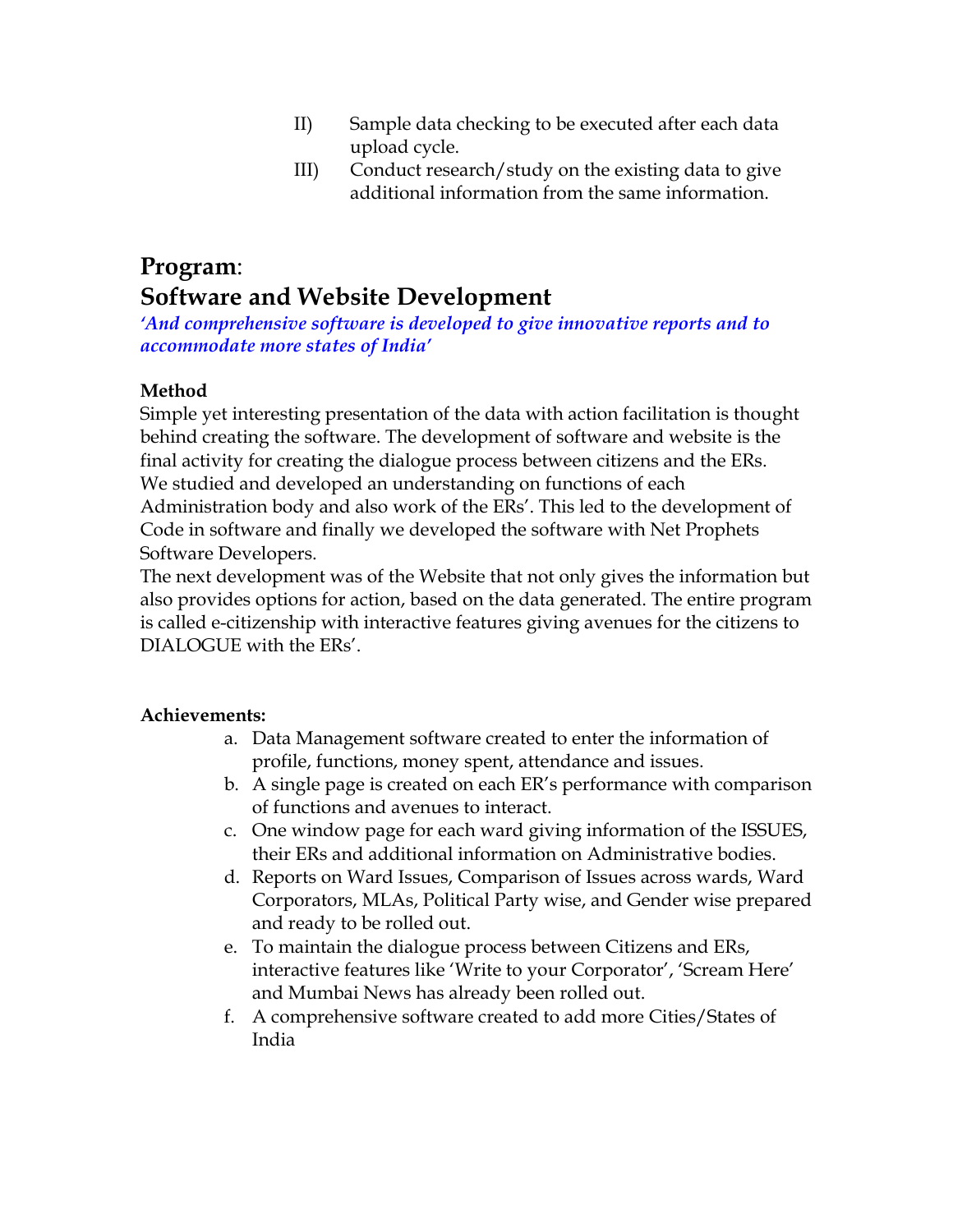II) Sample data checking to be executed after each data upload cycle.

III) Conduct research/study on the existing data to give additional information from the same information.

## **Program**:
## **Software and Website Development**

***'And comprehensive software is developed to give innovative reports and to accommodate more states of India'***

**Method**

Simple yet interesting presentation of the data with action facilitation is thought behind creating the software. The development of software and website is the final activity for creating the dialogue process between citizens and the ERs. We studied and developed an understanding on functions of each Administration body and also work of the ERs'. This led to the development of Code in software and finally we developed the software with Net Prophets Software Developers.

The next development was of the Website that not only gives the information but also provides options for action, based on the data generated. The entire program is called e-citizenship with interactive features giving avenues for the citizens to DIALOGUE with the ERs'.

**Achievements:**

a. Data Management software created to enter the information of profile, functions, money spent, attendance and issues.
b. A single page is created on each ER's performance with comparison of functions and avenues to interact.
c. One window page for each ward giving information of the ISSUES, their ERs and additional information on Administrative bodies.
d. Reports on Ward Issues, Comparison of Issues across wards, Ward Corporators, MLAs, Political Party wise, and Gender wise prepared and ready to be rolled out.
e. To maintain the dialogue process between Citizens and ERs, interactive features like 'Write to your Corporator', 'Scream Here' and Mumbai News has already been rolled out.
f. A comprehensive software created to add more Cities/States of India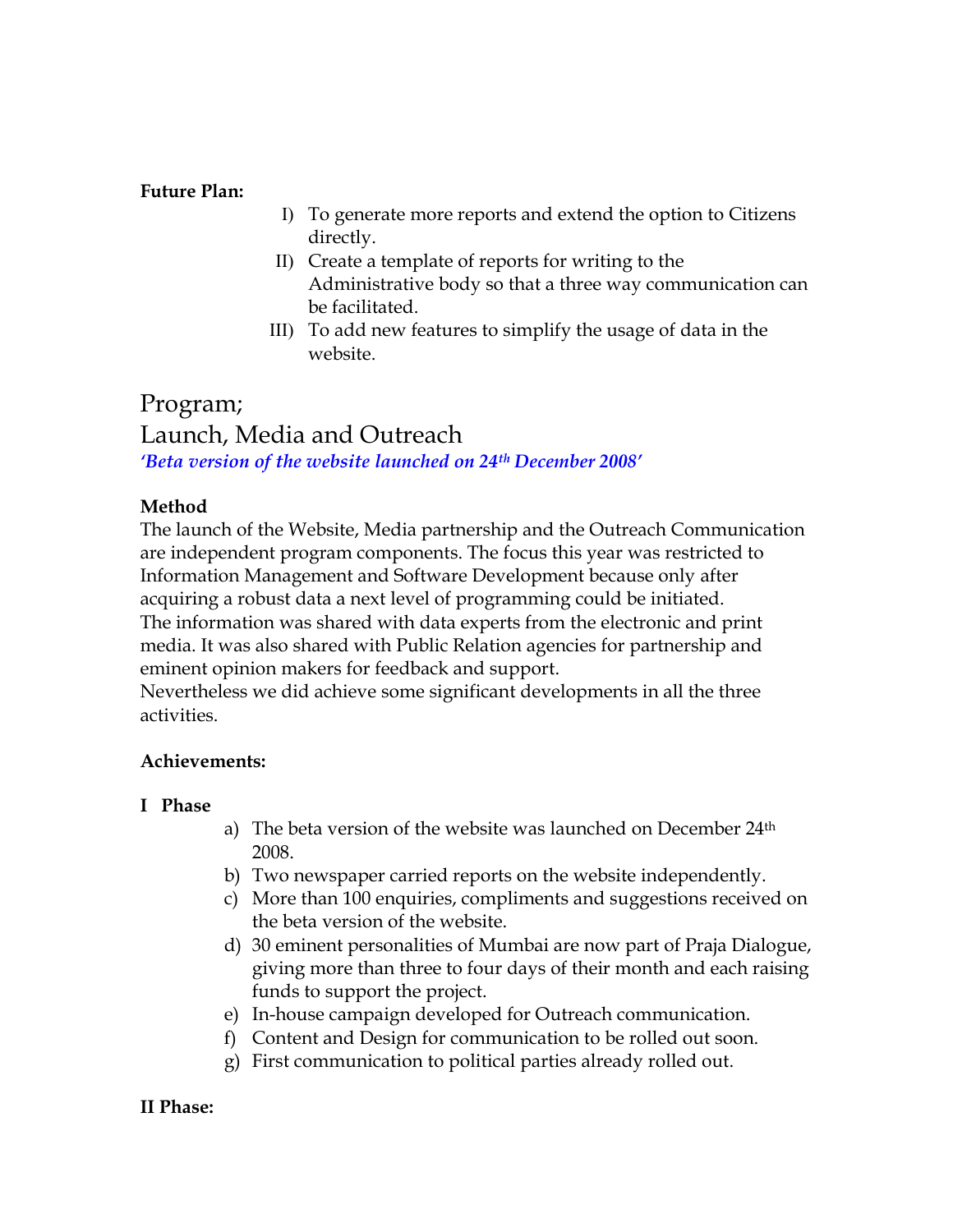**Future Plan:**

I) To generate more reports and extend the option to Citizens directly.

II) Create a template of reports for writing to the Administrative body so that a three way communication can be facilitated.

III) To add new features to simplify the usage of data in the website.

# Program;

# Launch, Media and Outreach

*'Beta version of the website launched on 24th December 2008'*

**Method**

The launch of the Website, Media partnership and the Outreach Communication are independent program components. The focus this year was restricted to Information Management and Software Development because only after acquiring a robust data a next level of programming could be initiated.
The information was shared with data experts from the electronic and print media. It was also shared with Public Relation agencies for partnership and eminent opinion makers for feedback and support.
Nevertheless we did achieve some significant developments in all the three activities.

**Achievements:**

**I Phase**

a) The beta version of the website was launched on December 24th 2008.
b) Two newspaper carried reports on the website independently.
c) More than 100 enquiries, compliments and suggestions received on the beta version of the website.
d) 30 eminent personalities of Mumbai are now part of Praja Dialogue, giving more than three to four days of their month and each raising funds to support the project.
e) In-house campaign developed for Outreach communication.
f) Content and Design for communication to be rolled out soon.
g) First communication to political parties already rolled out.

**II Phase:**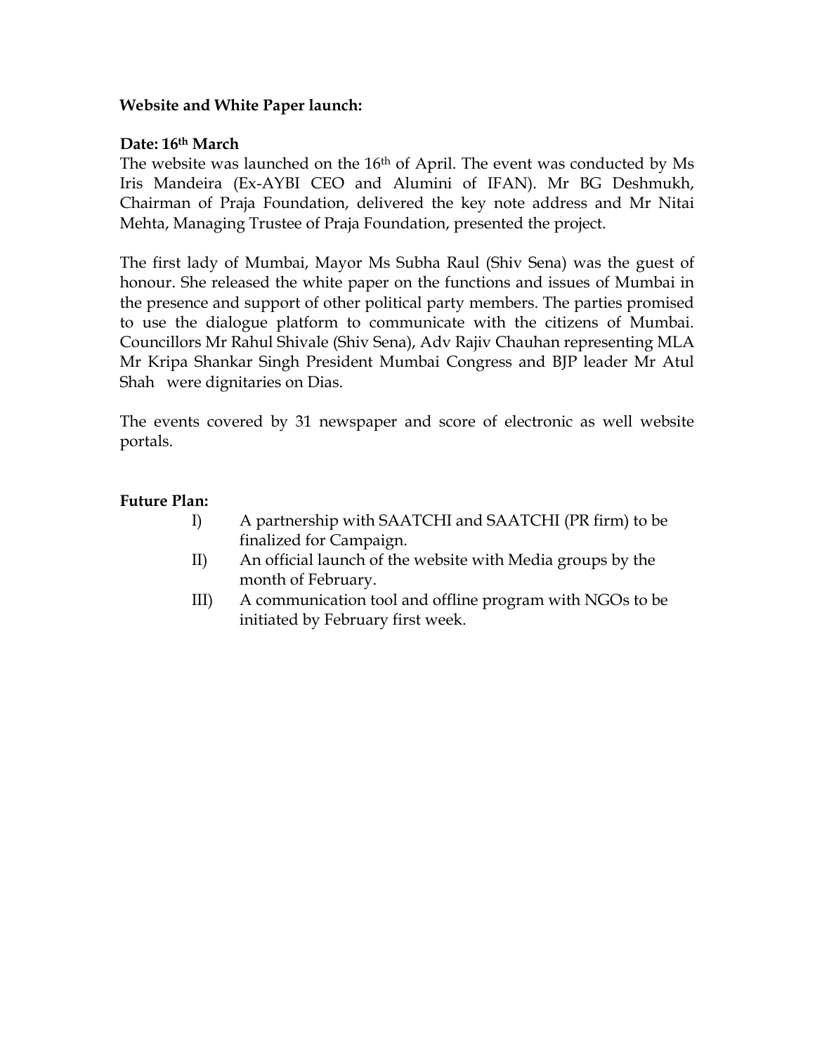**Website and White Paper launch:**

**Date: 16th March**

The website was launched on the 16th of April. The event was conducted by Ms Iris Mandeira (Ex-AYBI CEO and Alumini of IFAN). Mr BG Deshmukh, Chairman of Praja Foundation, delivered the key note address and Mr Nitai Mehta, Managing Trustee of Praja Foundation, presented the project.

The first lady of Mumbai, Mayor Ms Subha Raul (Shiv Sena) was the guest of honour. She released the white paper on the functions and issues of Mumbai in the presence and support of other political party members. The parties promised to use the dialogue platform to communicate with the citizens of Mumbai. Councillors Mr Rahul Shivale (Shiv Sena), Adv Rajiv Chauhan representing MLA Mr Kripa Shankar Singh President Mumbai Congress and BJP leader Mr Atul Shah were dignitaries on Dias.

The events covered by 31 newspaper and score of electronic as well website portals.

**Future Plan:**

I) A partnership with SAATCHI and SAATCHI (PR firm) to be finalized for Campaign.

II) An official launch of the website with Media groups by the month of February.

III) A communication tool and offline program with NGOs to be initiated by February first week.